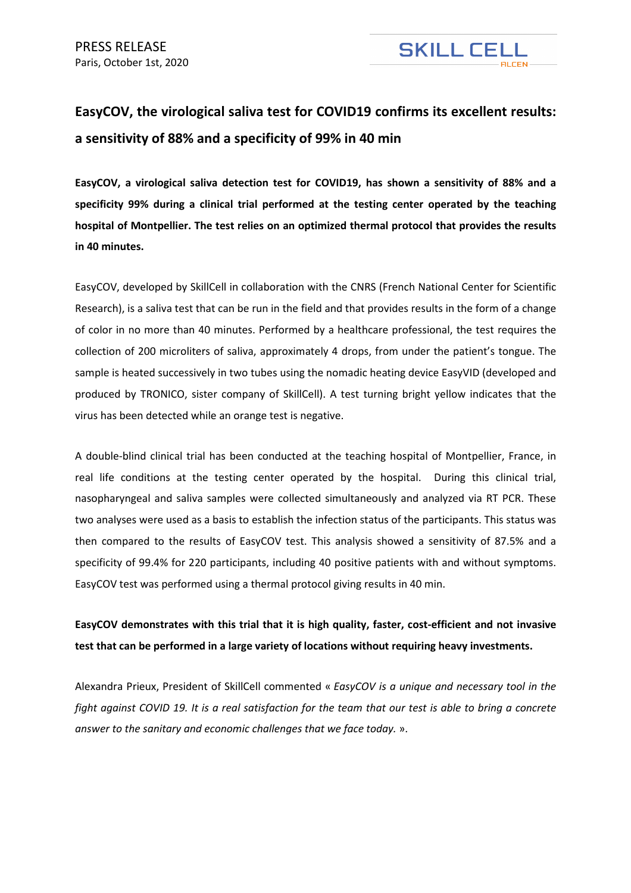PRESS RELEASE
Paris, October 1st, 2020

SKILL CELL
ALCEN

# EasyCOV, the virological saliva test for COVID19 confirms its excellent results: a sensitivity of 88% and a specificity of 99% in 40 min

**EasyCOV, a virological saliva detection test for COVID19, has shown a sensitivity of 88% and a specificity 99% during a clinical trial performed at the testing center operated by the teaching hospital of Montpellier. The test relies on an optimized thermal protocol that provides the results in 40 minutes.**

EasyCOV, developed by SkillCell in collaboration with the CNRS (French National Center for Scientific Research), is a saliva test that can be run in the field and that provides results in the form of a change of color in no more than 40 minutes. Performed by a healthcare professional, the test requires the collection of 200 microliters of saliva, approximately 4 drops, from under the patient's tongue. The sample is heated successively in two tubes using the nomadic heating device EasyVID (developed and produced by TRONICO, sister company of SkillCell). A test turning bright yellow indicates that the virus has been detected while an orange test is negative.

A double-blind clinical trial has been conducted at the teaching hospital of Montpellier, France, in real life conditions at the testing center operated by the hospital. During this clinical trial, nasopharyngeal and saliva samples were collected simultaneously and analyzed via RT PCR. These two analyses were used as a basis to establish the infection status of the participants. This status was then compared to the results of EasyCOV test. This analysis showed a sensitivity of 87.5% and a specificity of 99.4% for 220 participants, including 40 positive patients with and without symptoms. EasyCOV test was performed using a thermal protocol giving results in 40 min.

**EasyCOV demonstrates with this trial that it is high quality, faster, cost-efficient and not invasive test that can be performed in a large variety of locations without requiring heavy investments.**

Alexandra Prieux, President of SkillCell commented « *EasyCOV is a unique and necessary tool in the fight against COVID 19. It is a real satisfaction for the team that our test is able to bring a concrete answer to the sanitary and economic challenges that we face today.* ».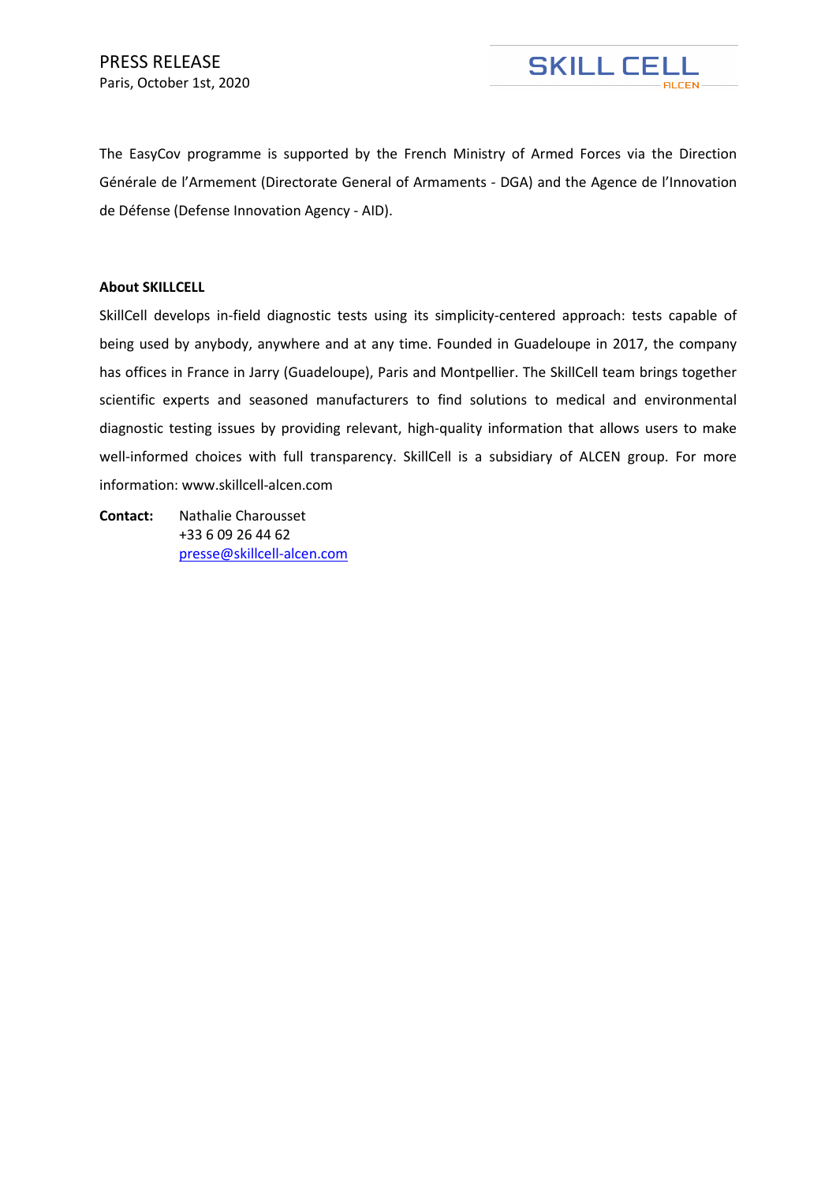The EasyCov programme is supported by the French Ministry of Armed Forces via the Direction Générale de l'Armement (Directorate General of Armaments - DGA) and the Agence de l'Innovation de Défense (Defense Innovation Agency - AID).

**About SKILLCELL**

SkillCell develops in-field diagnostic tests using its simplicity-centered approach: tests capable of being used by anybody, anywhere and at any time. Founded in Guadeloupe in 2017, the company has offices in France in Jarry (Guadeloupe), Paris and Montpellier. The SkillCell team brings together scientific experts and seasoned manufacturers to find solutions to medical and environmental diagnostic testing issues by providing relevant, high-quality information that allows users to make well-informed choices with full transparency. SkillCell is a subsidiary of ALCEN group. For more information: www.skillcell-alcen.com

**Contact:** Nathalie Charousset
+33 6 09 26 44 62
presse@skillcell-alcen.com